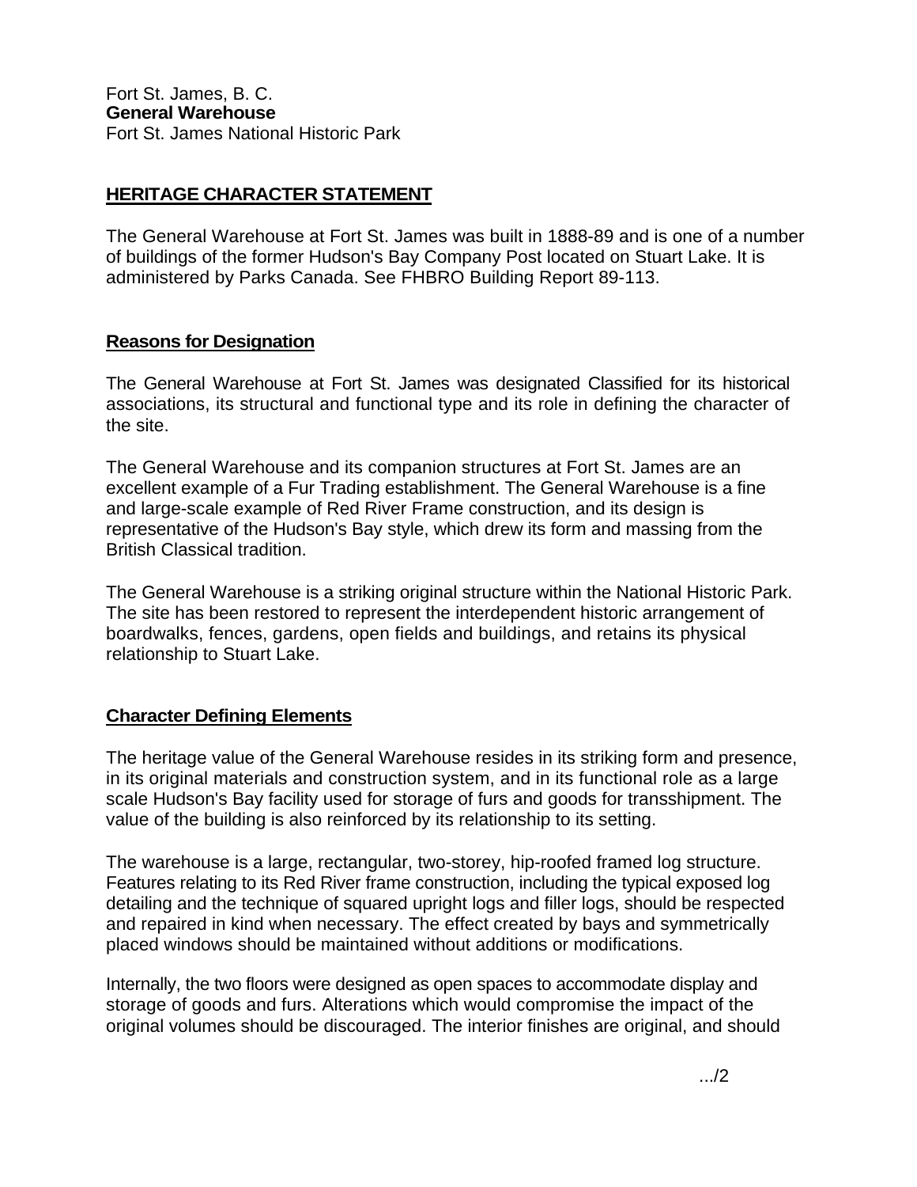Fort St. James, B. C.
**General Warehouse**
Fort St. James National Historic Park

## HERITAGE CHARACTER STATEMENT

The General Warehouse at Fort St. James was built in 1888-89 and is one of a number of buildings of the former Hudson's Bay Company Post located on Stuart Lake. It is administered by Parks Canada. See FHBRO Building Report 89-113.

### Reasons for Designation

The General Warehouse at Fort St. James was designated Classified for its historical associations, its structural and functional type and its role in defining the character of the site.

The General Warehouse and its companion structures at Fort St. James are an excellent example of a Fur Trading establishment. The General Warehouse is a fine and large-scale example of Red River Frame construction, and its design is representative of the Hudson's Bay style, which drew its form and massing from the British Classical tradition.

The General Warehouse is a striking original structure within the National Historic Park. The site has been restored to represent the interdependent historic arrangement of boardwalks, fences, gardens, open fields and buildings, and retains its physical relationship to Stuart Lake.

### Character Defining Elements

The heritage value of the General Warehouse resides in its striking form and presence, in its original materials and construction system, and in its functional role as a large scale Hudson's Bay facility used for storage of furs and goods for transshipment. The value of the building is also reinforced by its relationship to its setting.

The warehouse is a large, rectangular, two-storey, hip-roofed framed log structure. Features relating to its Red River frame construction, including the typical exposed log detailing and the technique of squared upright logs and filler logs, should be respected and repaired in kind when necessary. The effect created by bays and symmetrically placed windows should be maintained without additions or modifications.

Internally, the two floors were designed as open spaces to accommodate display and storage of goods and furs. Alterations which would compromise the impact of the original volumes should be discouraged. The interior finishes are original, and should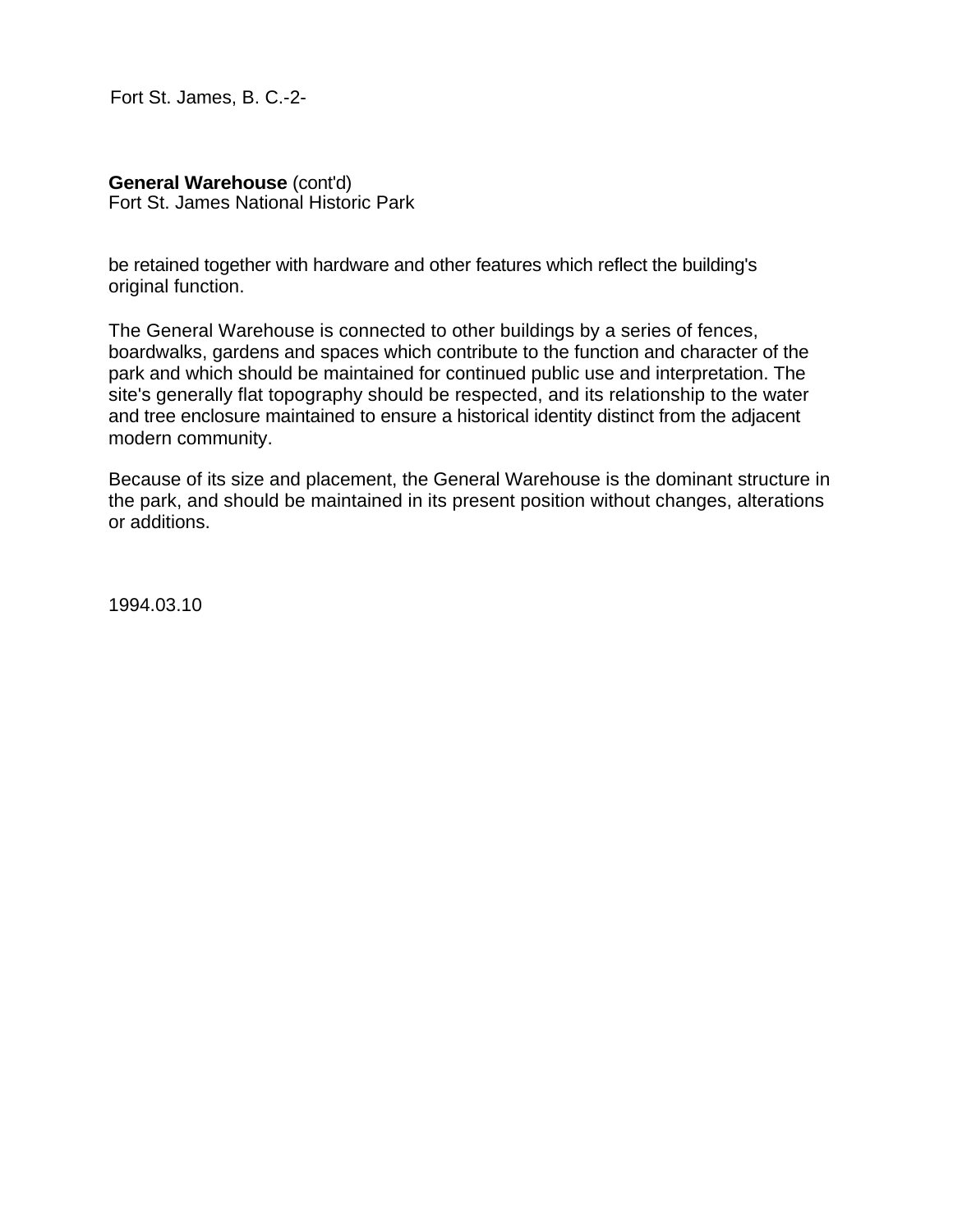**General Warehouse** (cont'd)
Fort St. James National Historic Park

be retained together with hardware and other features which reflect the building's original function.

The General Warehouse is connected to other buildings by a series of fences, boardwalks, gardens and spaces which contribute to the function and character of the park and which should be maintained for continued public use and interpretation. The site's generally flat topography should be respected, and its relationship to the water and tree enclosure maintained to ensure a historical identity distinct from the adjacent modern community.

Because of its size and placement, the General Warehouse is the dominant structure in the park, and should be maintained in its present position without changes, alterations or additions.

1994.03.10